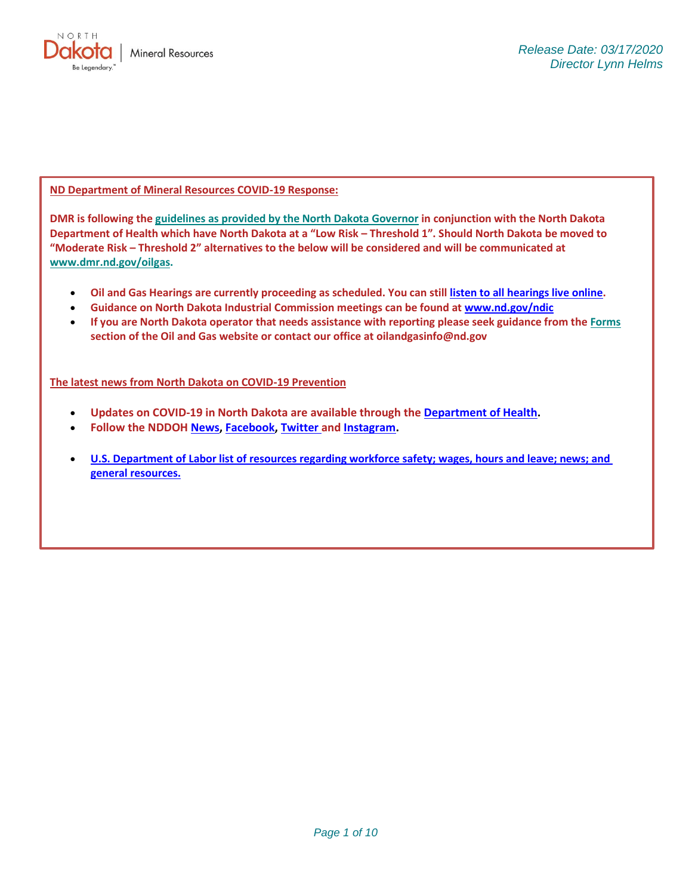North Dakota | Mineral Resources

*Release Date: 03/17/2020*
*Director Lynn Helms*

**ND Department of Mineral Resources COVID-19 Response:**

**DMR is following the guidelines as provided by the North Dakota Governor in conjunction with the North Dakota Department of Health which have North Dakota at a "Low Risk – Threshold 1". Should North Dakota be moved to "Moderate Risk – Threshold 2" alternatives to the below will be considered and will be communicated at www.dmr.nd.gov/oilgas.**

- **Oil and Gas Hearings are currently proceeding as scheduled. You can still listen to all hearings live online.**
- **Guidance on North Dakota Industrial Commission meetings can be found at www.nd.gov/ndic**
- **If you are North Dakota operator that needs assistance with reporting please seek guidance from the Forms section of the Oil and Gas website or contact our office at oilandgasinfo@nd.gov**

**The latest news from North Dakota on COVID-19 Prevention**

- **Updates on COVID-19 in North Dakota are available through the Department of Health.**
- **Follow the NDDOH News, Facebook, Twitter and Instagram.**

- **U.S. Department of Labor list of resources regarding workforce safety; wages, hours and leave; news; and general resources.**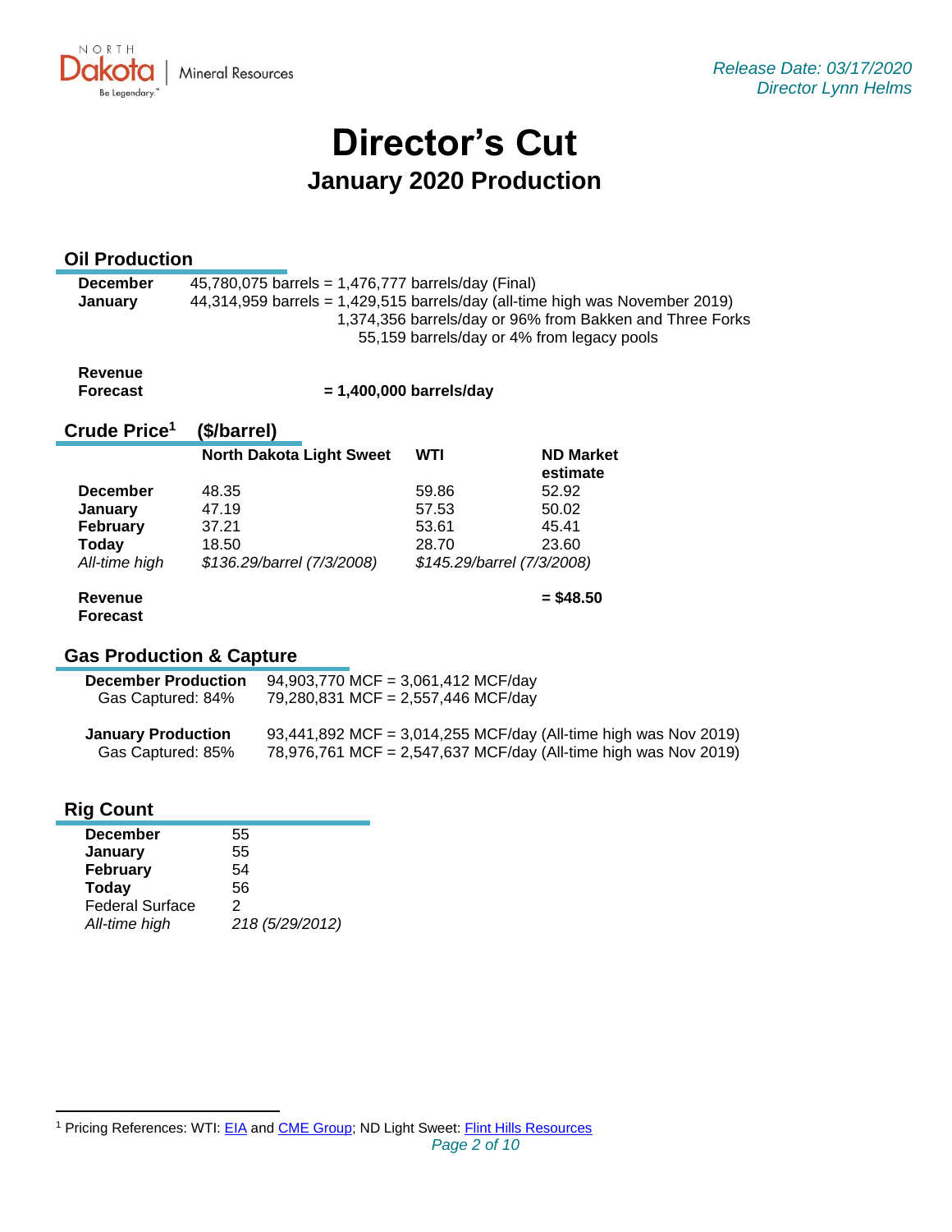Release Date: 03/17/2020
Director Lynn Helms

# Director's Cut

## January 2020 Production

### Oil Production

| | |
|---|---|
| **December** | 45,780,075 barrels = 1,476,777 barrels/day (Final) |
| **January** | 44,314,959 barrels = 1,429,515 barrels/day (all-time high was November 2019) |
| | 1,374,356 barrels/day or 96% from Bakken and Three Forks |
| | 55,159 barrels/day or 4% from legacy pools |

**Revenue Forecast** **= 1,400,000 barrels/day**

### Crude Price[1] ($/barrel)

| | North Dakota Light Sweet | WTI | ND Market estimate |
|---|---|---|---|
| **December** | 48.35 | 59.86 | 52.92 |
| **January** | 47.19 | 57.53 | 50.02 |
| **February** | 37.21 | 53.61 | 45.41 |
| **Today** | 18.50 | 28.70 | 23.60 |
| *All-time high* | *$136.29/barrel (7/3/2008)* | *$145.29/barrel (7/3/2008)* | |
| **Revenue Forecast** | | | **= $48.50** |

### Gas Production & Capture

| | |
|---|---|
| **December Production** | 94,903,770 MCF = 3,061,412 MCF/day |
| Gas Captured: 84% | 79,280,831 MCF = 2,557,446 MCF/day |
| **January Production** | 93,441,892 MCF = 3,014,255 MCF/day (All-time high was Nov 2019) |
| Gas Captured: 85% | 78,976,761 MCF = 2,547,637 MCF/day (All-time high was Nov 2019) |

### Rig Count

| | |
|---|---|
| **December** | 55 |
| **January** | 55 |
| **February** | 54 |
| **Today** | 56 |
| Federal Surface | 2 |
| *All-time high* | *218 (5/29/2012)* |

[1] Pricing References: WTI: EIA and CME Group; ND Light Sweet: Flint Hills Resources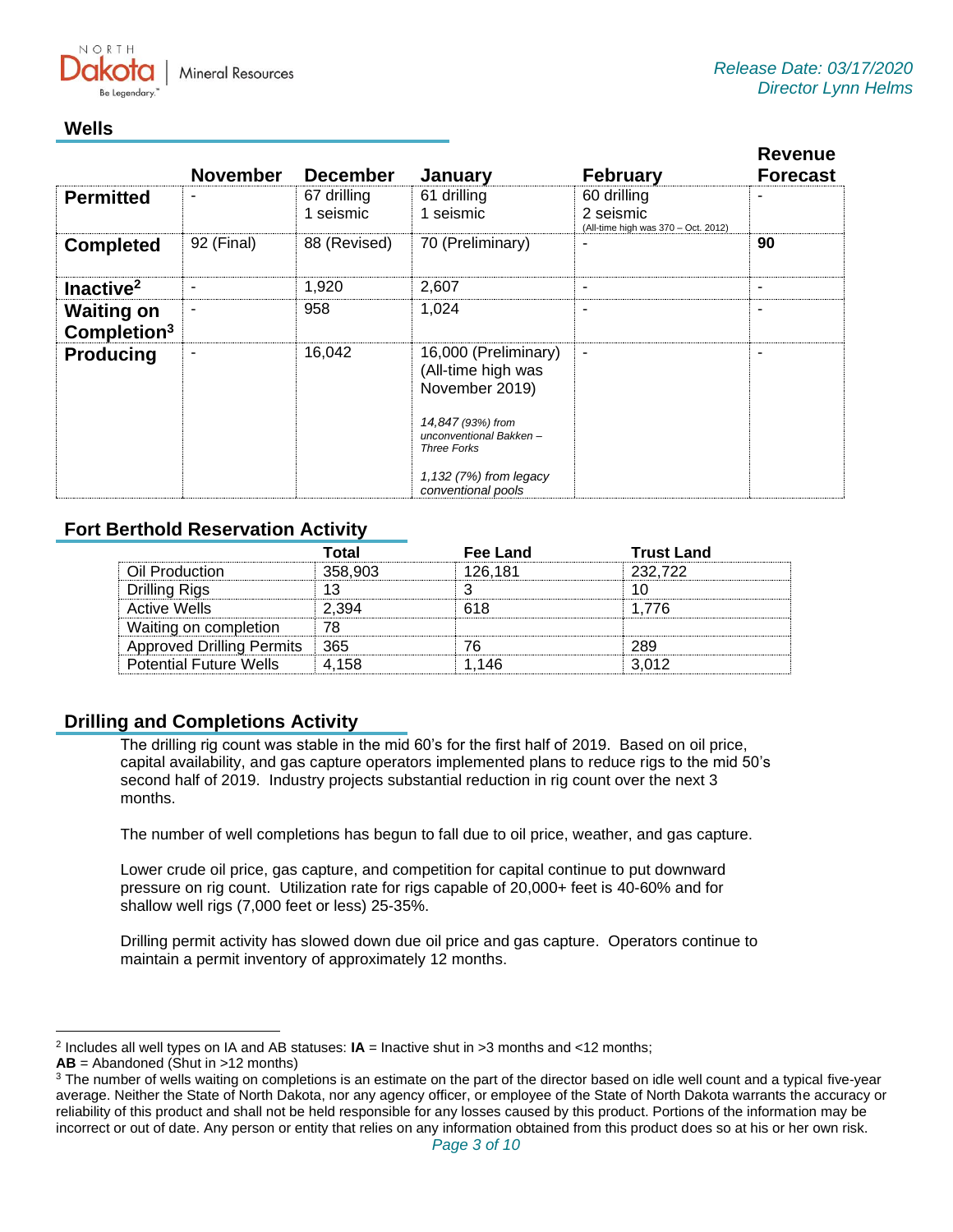Release Date: 03/17/2020
Director Lynn Helms

## Wells

| | November | December | January | February | Revenue Forecast |
|---|---|---|---|---|---|
| **Permitted** | - | 67 drilling<br>1 seismic | 61 drilling<br>1 seismic | 60 drilling<br>2 seismic<br>(All-time high was 370 – Oct. 2012) | - |
| **Completed** | 92 (Final) | 88 (Revised) | 70 (Preliminary) | - | **90** |
| **Inactive[2]** | - | 1,920 | 2,607 | - | - |
| **Waiting on Completion[3]** | - | 958 | 1,024 | - | - |
| **Producing** | - | 16,042 | 16,000 (Preliminary)<br>(All-time high was November 2019)<br><br>*14,847 (93%) from unconventional Bakken – Three Forks*<br><br>*1,132 (7%) from legacy conventional pools* | - | - |

## Fort Berthold Reservation Activity

| | Total | Fee Land | Trust Land |
|---|---|---|---|
| Oil Production | 358,903 | 126,181 | 232,722 |
| Drilling Rigs | 13 | 3 | 10 |
| Active Wells | 2,394 | 618 | 1,776 |
| Waiting on completion | 78 | | |
| Approved Drilling Permits | 365 | 76 | 289 |
| Potential Future Wells | 4,158 | 1,146 | 3,012 |

## Drilling and Completions Activity

The drilling rig count was stable in the mid 60's for the first half of 2019. Based on oil price, capital availability, and gas capture operators implemented plans to reduce rigs to the mid 50's second half of 2019. Industry projects substantial reduction in rig count over the next 3 months.

The number of well completions has begun to fall due to oil price, weather, and gas capture.

Lower crude oil price, gas capture, and competition for capital continue to put downward pressure on rig count. Utilization rate for rigs capable of 20,000+ feet is 40-60% and for shallow well rigs (7,000 feet or less) 25-35%.

Drilling permit activity has slowed down due oil price and gas capture. Operators continue to maintain a permit inventory of approximately 12 months.

---

[2] Includes all well types on IA and AB statuses: **IA** = Inactive shut in >3 months and <12 months; **AB** = Abandoned (Shut in >12 months)

[3] The number of wells waiting on completions is an estimate on the part of the director based on idle well count and a typical five-year average. Neither the State of North Dakota, nor any agency officer, or employee of the State of North Dakota warrants the accuracy or reliability of this product and shall not be held responsible for any losses caused by this product. Portions of the information may be incorrect or out of date. Any person or entity that relies on any information obtained from this product does so at his or her own risk.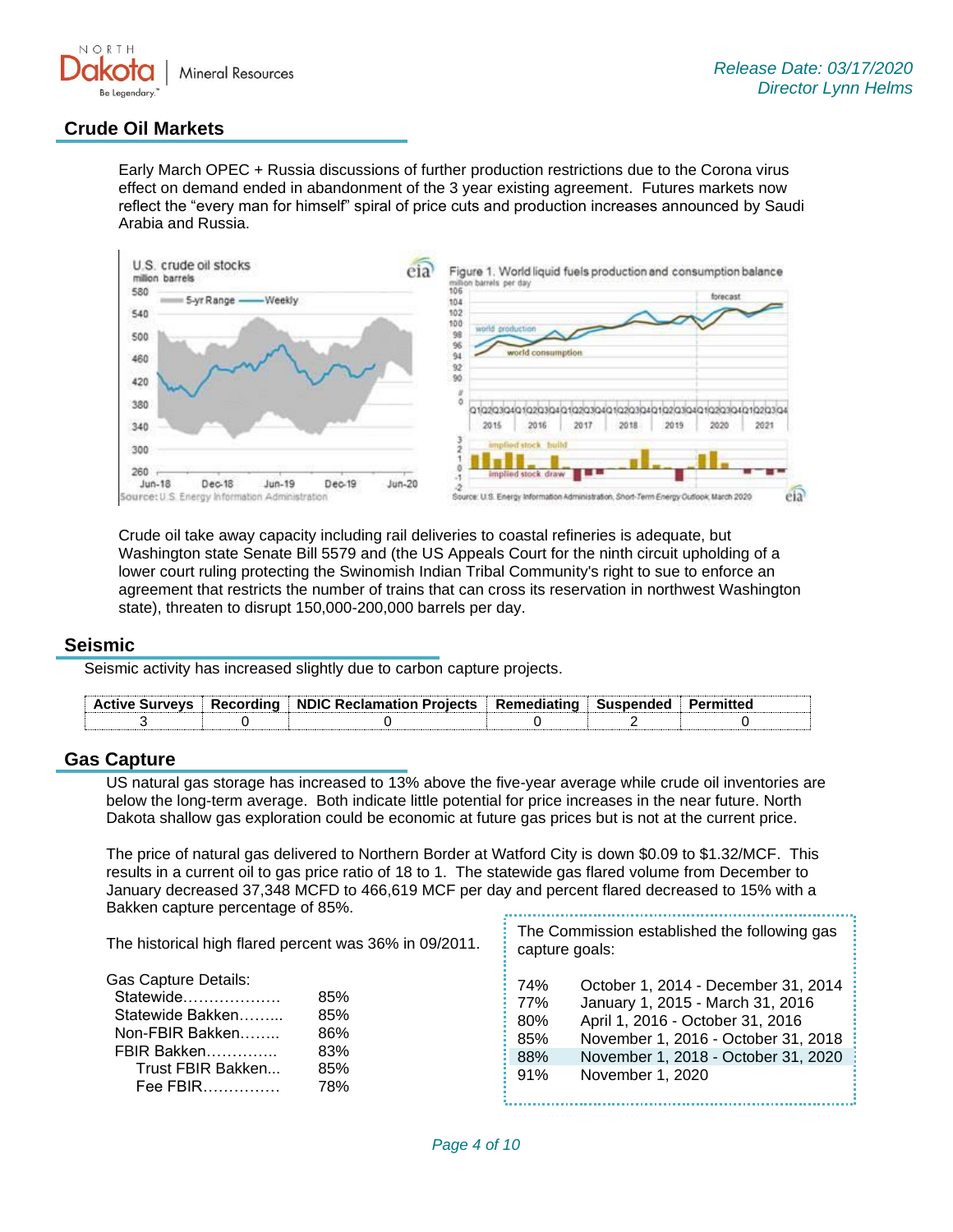## Crude Oil Markets

Early March OPEC + Russia discussions of further production restrictions due to the Corona virus effect on demand ended in abandonment of the 3 year existing agreement. Futures markets now reflect the "every man for himself" spiral of price cuts and production increases announced by Saudi Arabia and Russia.

Crude oil take away capacity including rail deliveries to coastal refineries is adequate, but Washington state Senate Bill 5579 and (the US Appeals Court for the ninth circuit upholding of a lower court ruling protecting the Swinomish Indian Tribal Community's right to sue to enforce an agreement that restricts the number of trains that can cross its reservation in northwest Washington state), threaten to disrupt 150,000-200,000 barrels per day.

## Seismic

Seismic activity has increased slightly due to carbon capture projects.

| Active Surveys | Recording | NDIC Reclamation Projects | Remediating | Suspended | Permitted |
|---|---|---|---|---|---|
| 3 | 0 | 0 | 0 | 2 | 0 |

## Gas Capture

US natural gas storage has increased to 13% above the five-year average while crude oil inventories are below the long-term average. Both indicate little potential for price increases in the near future. North Dakota shallow gas exploration could be economic at future gas prices but is not at the current price.

The price of natural gas delivered to Northern Border at Watford City is down $0.09 to $1.32/MCF. This results in a current oil to gas price ratio of 18 to 1. The statewide gas flared volume from December to January decreased 37,348 MCFD to 466,619 MCF per day and percent flared decreased to 15% with a Bakken capture percentage of 85%.

The historical high flared percent was 36% in 09/2011.

Gas Capture Details:

| | |
|---|---|
| Statewide | 85% |
| Statewide Bakken | 85% |
| Non-FBIR Bakken | 86% |
| FBIR Bakken | 83% |
| Trust FBIR Bakken | 85% |
| Fee FBIR | 78% |

The Commission established the following gas capture goals:

| | |
|---|---|
| 74% | October 1, 2014 - December 31, 2014 |
| 77% | January 1, 2015 - March 31, 2016 |
| 80% | April 1, 2016 - October 31, 2016 |
| 85% | November 1, 2016 - October 31, 2018 |
| 88% | November 1, 2018 - October 31, 2020 |
| 91% | November 1, 2020 |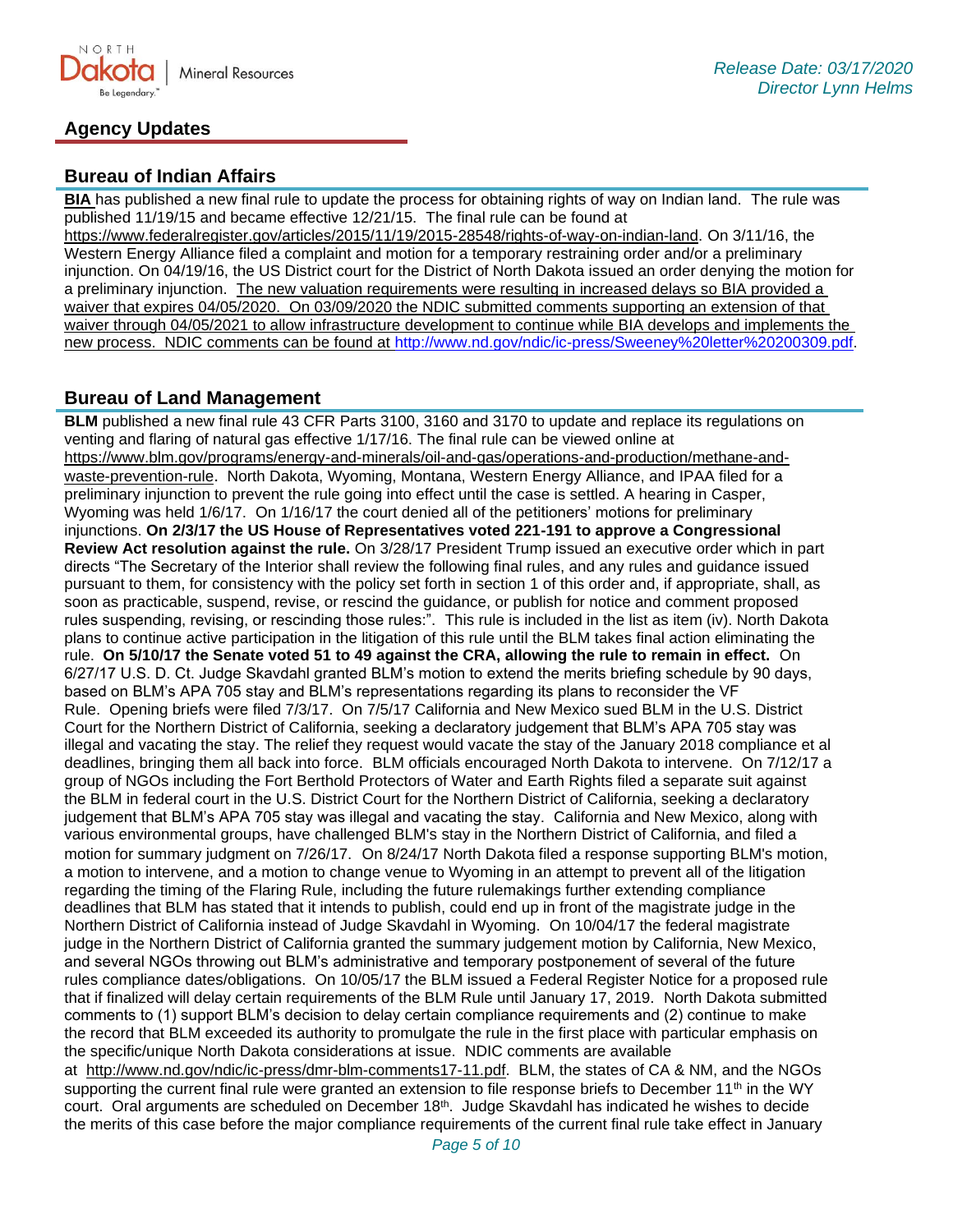## Agency Updates

### Bureau of Indian Affairs

**BIA** has published a new final rule to update the process for obtaining rights of way on Indian land. The rule was published 11/19/15 and became effective 12/21/15. The final rule can be found at https://www.federalregister.gov/articles/2015/11/19/2015-28548/rights-of-way-on-indian-land. On 3/11/16, the Western Energy Alliance filed a complaint and motion for a temporary restraining order and/or a preliminary injunction. On 04/19/16, the US District court for the District of North Dakota issued an order denying the motion for a preliminary injunction. The new valuation requirements were resulting in increased delays so BIA provided a waiver that expires 04/05/2020. On 03/09/2020 the NDIC submitted comments supporting an extension of that waiver through 04/05/2021 to allow infrastructure development to continue while BIA develops and implements the new process. NDIC comments can be found at http://www.nd.gov/ndic/ic-press/Sweeney%20letter%20200309.pdf.

### Bureau of Land Management

**BLM** published a new final rule 43 CFR Parts 3100, 3160 and 3170 to update and replace its regulations on venting and flaring of natural gas effective 1/17/16. The final rule can be viewed online at https://www.blm.gov/programs/energy-and-minerals/oil-and-gas/operations-and-production/methane-and-waste-prevention-rule. North Dakota, Wyoming, Montana, Western Energy Alliance, and IPAA filed for a preliminary injunction to prevent the rule going into effect until the case is settled. A hearing in Casper, Wyoming was held 1/6/17. On 1/16/17 the court denied all of the petitioners' motions for preliminary injunctions. **On 2/3/17 the US House of Representatives voted 221-191 to approve a Congressional Review Act resolution against the rule.** On 3/28/17 President Trump issued an executive order which in part directs "The Secretary of the Interior shall review the following final rules, and any rules and guidance issued pursuant to them, for consistency with the policy set forth in section 1 of this order and, if appropriate, shall, as soon as practicable, suspend, revise, or rescind the guidance, or publish for notice and comment proposed rules suspending, revising, or rescinding those rules:". This rule is included in the list as item (iv). North Dakota plans to continue active participation in the litigation of this rule until the BLM takes final action eliminating the rule. **On 5/10/17 the Senate voted 51 to 49 against the CRA, allowing the rule to remain in effect.** On 6/27/17 U.S. D. Ct. Judge Skavdahl granted BLM's motion to extend the merits briefing schedule by 90 days, based on BLM's APA 705 stay and BLM's representations regarding its plans to reconsider the VF Rule. Opening briefs were filed 7/3/17. On 7/5/17 California and New Mexico sued BLM in the U.S. District Court for the Northern District of California, seeking a declaratory judgement that BLM's APA 705 stay was illegal and vacating the stay. The relief they request would vacate the stay of the January 2018 compliance et al deadlines, bringing them all back into force. BLM officials encouraged North Dakota to intervene. On 7/12/17 a group of NGOs including the Fort Berthold Protectors of Water and Earth Rights filed a separate suit against the BLM in federal court in the U.S. District Court for the Northern District of California, seeking a declaratory judgement that BLM's APA 705 stay was illegal and vacating the stay. California and New Mexico, along with various environmental groups, have challenged BLM's stay in the Northern District of California, and filed a motion for summary judgment on 7/26/17. On 8/24/17 North Dakota filed a response supporting BLM's motion, a motion to intervene, and a motion to change venue to Wyoming in an attempt to prevent all of the litigation regarding the timing of the Flaring Rule, including the future rulemakings further extending compliance deadlines that BLM has stated that it intends to publish, could end up in front of the magistrate judge in the Northern District of California instead of Judge Skavdahl in Wyoming. On 10/04/17 the federal magistrate judge in the Northern District of California granted the summary judgement motion by California, New Mexico, and several NGOs throwing out BLM's administrative and temporary postponement of several of the future rules compliance dates/obligations. On 10/05/17 the BLM issued a Federal Register Notice for a proposed rule that if finalized will delay certain requirements of the BLM Rule until January 17, 2019. North Dakota submitted comments to (1) support BLM's decision to delay certain compliance requirements and (2) continue to make the record that BLM exceeded its authority to promulgate the rule in the first place with particular emphasis on the specific/unique North Dakota considerations at issue. NDIC comments are available at http://www.nd.gov/ndic/ic-press/dmr-blm-comments17-11.pdf. BLM, the states of CA & NM, and the NGOs supporting the current final rule were granted an extension to file response briefs to December 11th in the WY court. Oral arguments are scheduled on December 18th. Judge Skavdahl has indicated he wishes to decide the merits of this case before the major compliance requirements of the current final rule take effect in January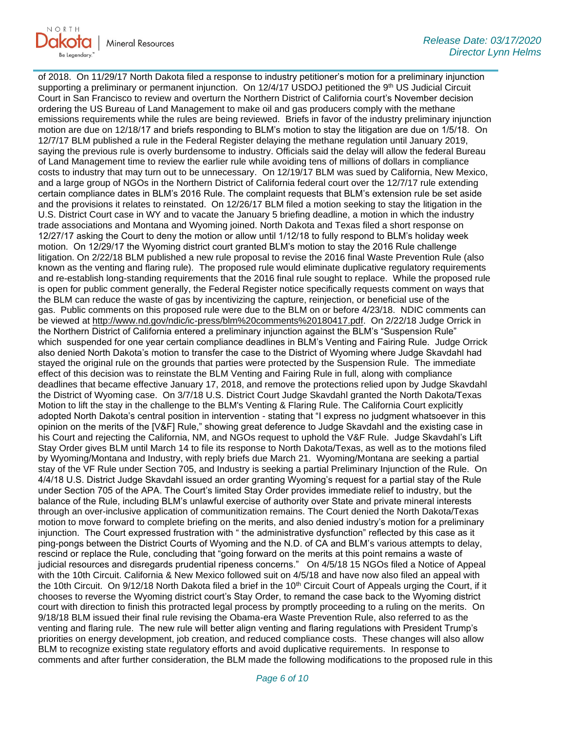of 2018. On 11/29/17 North Dakota filed a response to industry petitioner's motion for a preliminary injunction supporting a preliminary or permanent injunction. On 12/4/17 USDOJ petitioned the 9th US Judicial Circuit Court in San Francisco to review and overturn the Northern District of California court's November decision ordering the US Bureau of Land Management to make oil and gas producers comply with the methane emissions requirements while the rules are being reviewed. Briefs in favor of the industry preliminary injunction motion are due on 12/18/17 and briefs responding to BLM's motion to stay the litigation are due on 1/5/18. On 12/7/17 BLM published a rule in the Federal Register delaying the methane regulation until January 2019, saying the previous rule is overly burdensome to industry. Officials said the delay will allow the federal Bureau of Land Management time to review the earlier rule while avoiding tens of millions of dollars in compliance costs to industry that may turn out to be unnecessary. On 12/19/17 BLM was sued by California, New Mexico, and a large group of NGOs in the Northern District of California federal court over the 12/7/17 rule extending certain compliance dates in BLM's 2016 Rule. The complaint requests that BLM's extension rule be set aside and the provisions it relates to reinstated. On 12/26/17 BLM filed a motion seeking to stay the litigation in the U.S. District Court case in WY and to vacate the January 5 briefing deadline, a motion in which the industry trade associations and Montana and Wyoming joined. North Dakota and Texas filed a short response on 12/27/17 asking the Court to deny the motion or allow until 1/12/18 to fully respond to BLM's holiday week motion. On 12/29/17 the Wyoming district court granted BLM's motion to stay the 2016 Rule challenge litigation. On 2/22/18 BLM published a new rule proposal to revise the 2016 final Waste Prevention Rule (also known as the venting and flaring rule). The proposed rule would eliminate duplicative regulatory requirements and re-establish long-standing requirements that the 2016 final rule sought to replace. While the proposed rule is open for public comment generally, the Federal Register notice specifically requests comment on ways that the BLM can reduce the waste of gas by incentivizing the capture, reinjection, or beneficial use of the gas. Public comments on this proposed rule were due to the BLM on or before 4/23/18. NDIC comments can be viewed at http://www.nd.gov/ndic/ic-press/blm%20comments%20180417.pdf. On 2/22/18 Judge Orrick in the Northern District of California entered a preliminary injunction against the BLM's "Suspension Rule" which suspended for one year certain compliance deadlines in BLM's Venting and Fairing Rule. Judge Orrick also denied North Dakota's motion to transfer the case to the District of Wyoming where Judge Skavdahl had stayed the original rule on the grounds that parties were protected by the Suspension Rule. The immediate effect of this decision was to reinstate the BLM Venting and Fairing Rule in full, along with compliance deadlines that became effective January 17, 2018, and remove the protections relied upon by Judge Skavdahl the District of Wyoming case. On 3/7/18 U.S. District Court Judge Skavdahl granted the North Dakota/Texas Motion to lift the stay in the challenge to the BLM's Venting & Flaring Rule. The California Court explicitly adopted North Dakota's central position in intervention - stating that "I express no judgment whatsoever in this opinion on the merits of the [V&F] Rule," showing great deference to Judge Skavdahl and the existing case in his Court and rejecting the California, NM, and NGOs request to uphold the V&F Rule. Judge Skavdahl's Lift Stay Order gives BLM until March 14 to file its response to North Dakota/Texas, as well as to the motions filed by Wyoming/Montana and Industry, with reply briefs due March 21. Wyoming/Montana are seeking a partial stay of the VF Rule under Section 705, and Industry is seeking a partial Preliminary Injunction of the Rule. On 4/4/18 U.S. District Judge Skavdahl issued an order granting Wyoming's request for a partial stay of the Rule under Section 705 of the APA. The Court's limited Stay Order provides immediate relief to industry, but the balance of the Rule, including BLM's unlawful exercise of authority over State and private mineral interests through an over-inclusive application of communitization remains. The Court denied the North Dakota/Texas motion to move forward to complete briefing on the merits, and also denied industry's motion for a preliminary injunction. The Court expressed frustration with " the administrative dysfunction" reflected by this case as it ping-pongs between the District Courts of Wyoming and the N.D. of CA and BLM's various attempts to delay, rescind or replace the Rule, concluding that "going forward on the merits at this point remains a waste of judicial resources and disregards prudential ripeness concerns." On 4/5/18 15 NGOs filed a Notice of Appeal with the 10th Circuit. California & New Mexico followed suit on 4/5/18 and have now also filed an appeal with the 10th Circuit. On 9/12/18 North Dakota filed a brief in the 10th Circuit Court of Appeals urging the Court, if it chooses to reverse the Wyoming district court's Stay Order, to remand the case back to the Wyoming district court with direction to finish this protracted legal process by promptly proceeding to a ruling on the merits. On 9/18/18 BLM issued their final rule revising the Obama-era Waste Prevention Rule, also referred to as the venting and flaring rule. The new rule will better align venting and flaring regulations with President Trump's priorities on energy development, job creation, and reduced compliance costs. These changes will also allow BLM to recognize existing state regulatory efforts and avoid duplicative requirements. In response to comments and after further consideration, the BLM made the following modifications to the proposed rule in this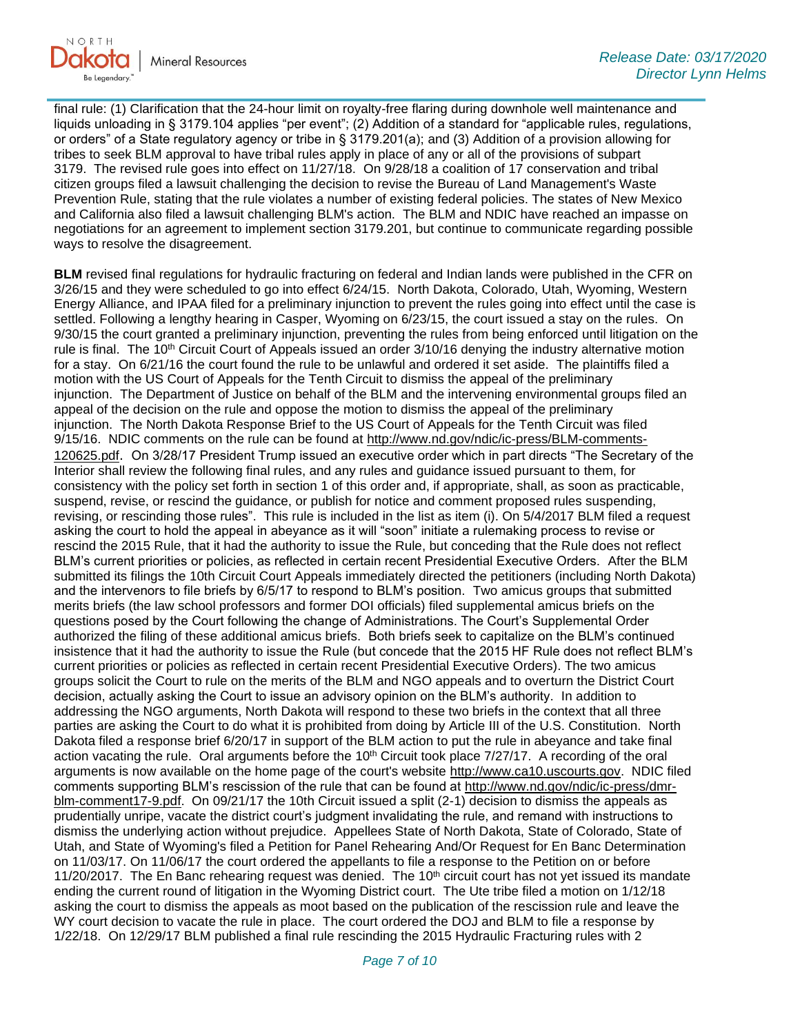final rule: (1) Clarification that the 24-hour limit on royalty-free flaring during downhole well maintenance and liquids unloading in § 3179.104 applies "per event"; (2) Addition of a standard for "applicable rules, regulations, or orders" of a State regulatory agency or tribe in § 3179.201(a); and (3) Addition of a provision allowing for tribes to seek BLM approval to have tribal rules apply in place of any or all of the provisions of subpart 3179. The revised rule goes into effect on 11/27/18. On 9/28/18 a coalition of 17 conservation and tribal citizen groups filed a lawsuit challenging the decision to revise the Bureau of Land Management's Waste Prevention Rule, stating that the rule violates a number of existing federal policies. The states of New Mexico and California also filed a lawsuit challenging BLM's action. The BLM and NDIC have reached an impasse on negotiations for an agreement to implement section 3179.201, but continue to communicate regarding possible ways to resolve the disagreement.

**BLM** revised final regulations for hydraulic fracturing on federal and Indian lands were published in the CFR on 3/26/15 and they were scheduled to go into effect 6/24/15. North Dakota, Colorado, Utah, Wyoming, Western Energy Alliance, and IPAA filed for a preliminary injunction to prevent the rules going into effect until the case is settled. Following a lengthy hearing in Casper, Wyoming on 6/23/15, the court issued a stay on the rules. On 9/30/15 the court granted a preliminary injunction, preventing the rules from being enforced until litigation on the rule is final. The 10th Circuit Court of Appeals issued an order 3/10/16 denying the industry alternative motion for a stay. On 6/21/16 the court found the rule to be unlawful and ordered it set aside. The plaintiffs filed a motion with the US Court of Appeals for the Tenth Circuit to dismiss the appeal of the preliminary injunction. The Department of Justice on behalf of the BLM and the intervening environmental groups filed an appeal of the decision on the rule and oppose the motion to dismiss the appeal of the preliminary injunction. The North Dakota Response Brief to the US Court of Appeals for the Tenth Circuit was filed 9/15/16. NDIC comments on the rule can be found at http://www.nd.gov/ndic/ic-press/BLM-comments-120625.pdf. On 3/28/17 President Trump issued an executive order which in part directs "The Secretary of the Interior shall review the following final rules, and any rules and guidance issued pursuant to them, for consistency with the policy set forth in section 1 of this order and, if appropriate, shall, as soon as practicable, suspend, revise, or rescind the guidance, or publish for notice and comment proposed rules suspending, revising, or rescinding those rules". This rule is included in the list as item (i). On 5/4/2017 BLM filed a request asking the court to hold the appeal in abeyance as it will "soon" initiate a rulemaking process to revise or rescind the 2015 Rule, that it had the authority to issue the Rule, but conceding that the Rule does not reflect BLM's current priorities or policies, as reflected in certain recent Presidential Executive Orders. After the BLM submitted its filings the 10th Circuit Court Appeals immediately directed the petitioners (including North Dakota) and the intervenors to file briefs by 6/5/17 to respond to BLM's position. Two amicus groups that submitted merits briefs (the law school professors and former DOI officials) filed supplemental amicus briefs on the questions posed by the Court following the change of Administrations. The Court's Supplemental Order authorized the filing of these additional amicus briefs. Both briefs seek to capitalize on the BLM's continued insistence that it had the authority to issue the Rule (but concede that the 2015 HF Rule does not reflect BLM's current priorities or policies as reflected in certain recent Presidential Executive Orders). The two amicus groups solicit the Court to rule on the merits of the BLM and NGO appeals and to overturn the District Court decision, actually asking the Court to issue an advisory opinion on the BLM's authority. In addition to addressing the NGO arguments, North Dakota will respond to these two briefs in the context that all three parties are asking the Court to do what it is prohibited from doing by Article III of the U.S. Constitution. North Dakota filed a response brief 6/20/17 in support of the BLM action to put the rule in abeyance and take final action vacating the rule. Oral arguments before the 10th Circuit took place 7/27/17. A recording of the oral arguments is now available on the home page of the court's website http://www.ca10.uscourts.gov. NDIC filed comments supporting BLM's rescission of the rule that can be found at http://www.nd.gov/ndic/ic-press/dmr-blm-comment17-9.pdf. On 09/21/17 the 10th Circuit issued a split (2-1) decision to dismiss the appeals as prudentially unripe, vacate the district court's judgment invalidating the rule, and remand with instructions to dismiss the underlying action without prejudice. Appellees State of North Dakota, State of Colorado, State of Utah, and State of Wyoming's filed a Petition for Panel Rehearing And/Or Request for En Banc Determination on 11/03/17. On 11/06/17 the court ordered the appellants to file a response to the Petition on or before 11/20/2017. The En Banc rehearing request was denied. The 10th circuit court has not yet issued its mandate ending the current round of litigation in the Wyoming District court. The Ute tribe filed a motion on 1/12/18 asking the court to dismiss the appeals as moot based on the publication of the rescission rule and leave the WY court decision to vacate the rule in place. The court ordered the DOJ and BLM to file a response by 1/22/18. On 12/29/17 BLM published a final rule rescinding the 2015 Hydraulic Fracturing rules with 2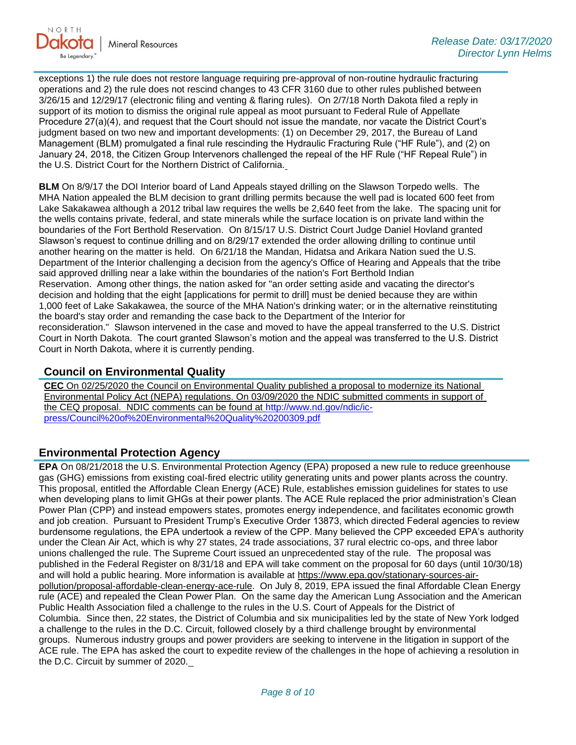exceptions 1) the rule does not restore language requiring pre-approval of non-routine hydraulic fracturing operations and 2) the rule does not rescind changes to 43 CFR 3160 due to other rules published between 3/26/15 and 12/29/17 (electronic filing and venting & flaring rules). On 2/7/18 North Dakota filed a reply in support of its motion to dismiss the original rule appeal as moot pursuant to Federal Rule of Appellate Procedure 27(a)(4), and request that the Court should not issue the mandate, nor vacate the District Court's judgment based on two new and important developments: (1) on December 29, 2017, the Bureau of Land Management (BLM) promulgated a final rule rescinding the Hydraulic Fracturing Rule ("HF Rule"), and (2) on January 24, 2018, the Citizen Group Intervenors challenged the repeal of the HF Rule ("HF Repeal Rule") in the U.S. District Court for the Northern District of California.

**BLM** On 8/9/17 the DOI Interior board of Land Appeals stayed drilling on the Slawson Torpedo wells. The MHA Nation appealed the BLM decision to grant drilling permits because the well pad is located 600 feet from Lake Sakakawea although a 2012 tribal law requires the wells be 2,640 feet from the lake. The spacing unit for the wells contains private, federal, and state minerals while the surface location is on private land within the boundaries of the Fort Berthold Reservation. On 8/15/17 U.S. District Court Judge Daniel Hovland granted Slawson's request to continue drilling and on 8/29/17 extended the order allowing drilling to continue until another hearing on the matter is held. On 6/21/18 the Mandan, Hidatsa and Arikara Nation sued the U.S. Department of the Interior challenging a decision from the agency's Office of Hearing and Appeals that the tribe said approved drilling near a lake within the boundaries of the nation's Fort Berthold Indian Reservation. Among other things, the nation asked for "an order setting aside and vacating the director's decision and holding that the eight [applications for permit to drill] must be denied because they are within 1,000 feet of Lake Sakakawea, the source of the MHA Nation's drinking water; or in the alternative reinstituting the board's stay order and remanding the case back to the Department of the Interior for reconsideration." Slawson intervened in the case and moved to have the appeal transferred to the U.S. District Court in North Dakota. The court granted Slawson's motion and the appeal was transferred to the U.S. District Court in North Dakota, where it is currently pending.

## Council on Environmental Quality

**CEC** On 02/25/2020 the Council on Environmental Quality published a proposal to modernize its National Environmental Policy Act (NEPA) regulations. On 03/09/2020 the NDIC submitted comments in support of the CEQ proposal. NDIC comments can be found at http://www.nd.gov/ndic/ic-press/Council%20of%20Environmental%20Quality%20200309.pdf

## Environmental Protection Agency

**EPA** On 08/21/2018 the U.S. Environmental Protection Agency (EPA) proposed a new rule to reduce greenhouse gas (GHG) emissions from existing coal-fired electric utility generating units and power plants across the country. This proposal, entitled the Affordable Clean Energy (ACE) Rule, establishes emission guidelines for states to use when developing plans to limit GHGs at their power plants. The ACE Rule replaced the prior administration's Clean Power Plan (CPP) and instead empowers states, promotes energy independence, and facilitates economic growth and job creation. Pursuant to President Trump's Executive Order 13873, which directed Federal agencies to review burdensome regulations, the EPA undertook a review of the CPP. Many believed the CPP exceeded EPA's authority under the Clean Air Act, which is why 27 states, 24 trade associations, 37 rural electric co-ops, and three labor unions challenged the rule. The Supreme Court issued an unprecedented stay of the rule. The proposal was published in the Federal Register on 8/31/18 and EPA will take comment on the proposal for 60 days (until 10/30/18) and will hold a public hearing. More information is available at https://www.epa.gov/stationary-sources-air-pollution/proposal-affordable-clean-energy-ace-rule. On July 8, 2019, EPA issued the final Affordable Clean Energy rule (ACE) and repealed the Clean Power Plan. On the same day the American Lung Association and the American Public Health Association filed a challenge to the rules in the U.S. Court of Appeals for the District of Columbia. Since then, 22 states, the District of Columbia and six municipalities led by the state of New York lodged a challenge to the rules in the D.C. Circuit, followed closely by a third challenge brought by environmental groups. Numerous industry groups and power providers are seeking to intervene in the litigation in support of the ACE rule. The EPA has asked the court to expedite review of the challenges in the hope of achieving a resolution in the D.C. Circuit by summer of 2020.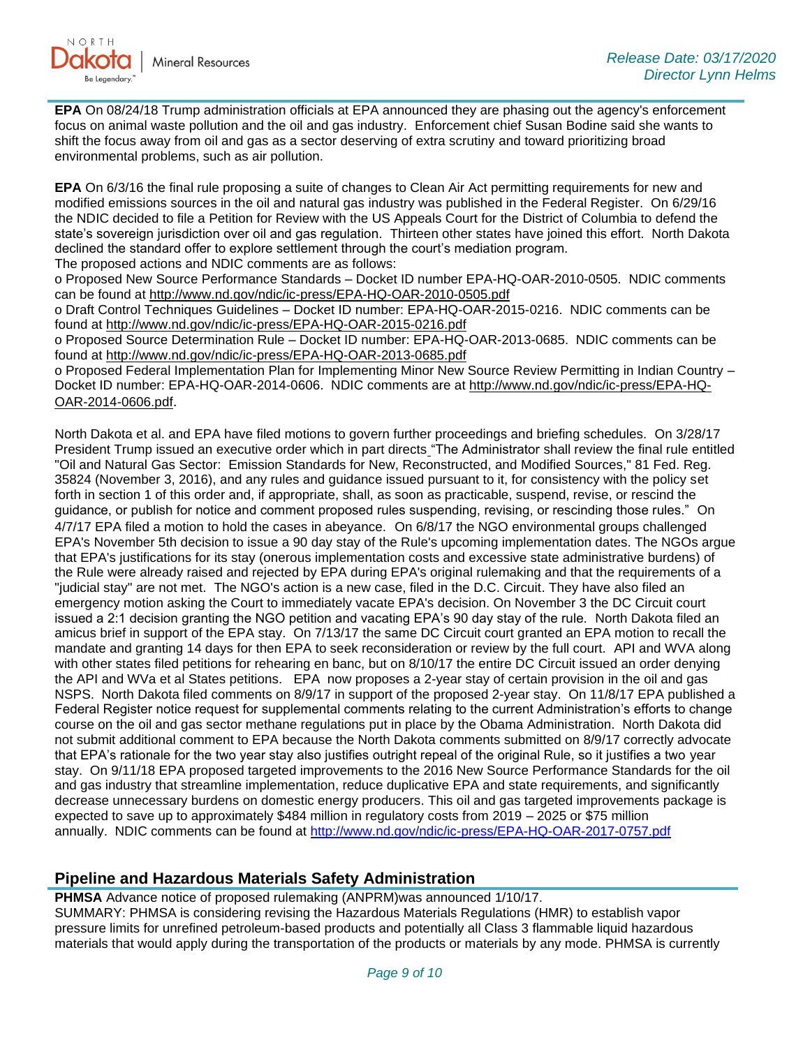**EPA** On 08/24/18 Trump administration officials at EPA announced they are phasing out the agency's enforcement focus on animal waste pollution and the oil and gas industry. Enforcement chief Susan Bodine said she wants to shift the focus away from oil and gas as a sector deserving of extra scrutiny and toward prioritizing broad environmental problems, such as air pollution.

**EPA** On 6/3/16 the final rule proposing a suite of changes to Clean Air Act permitting requirements for new and modified emissions sources in the oil and natural gas industry was published in the Federal Register. On 6/29/16 the NDIC decided to file a Petition for Review with the US Appeals Court for the District of Columbia to defend the state's sovereign jurisdiction over oil and gas regulation. Thirteen other states have joined this effort. North Dakota declined the standard offer to explore settlement through the court's mediation program.
The proposed actions and NDIC comments are as follows:

o Proposed New Source Performance Standards – Docket ID number EPA-HQ-OAR-2010-0505. NDIC comments can be found at http://www.nd.gov/ndic/ic-press/EPA-HQ-OAR-2010-0505.pdf
o Draft Control Techniques Guidelines – Docket ID number: EPA-HQ-OAR-2015-0216. NDIC comments can be found at http://www.nd.gov/ndic/ic-press/EPA-HQ-OAR-2015-0216.pdf
o Proposed Source Determination Rule – Docket ID number: EPA-HQ-OAR-2013-0685. NDIC comments can be found at http://www.nd.gov/ndic/ic-press/EPA-HQ-OAR-2013-0685.pdf
o Proposed Federal Implementation Plan for Implementing Minor New Source Review Permitting in Indian Country – Docket ID number: EPA-HQ-OAR-2014-0606. NDIC comments are at http://www.nd.gov/ndic/ic-press/EPA-HQ-OAR-2014-0606.pdf.

North Dakota et al. and EPA have filed motions to govern further proceedings and briefing schedules. On 3/28/17 President Trump issued an executive order which in part directs "The Administrator shall review the final rule entitled "Oil and Natural Gas Sector: Emission Standards for New, Reconstructed, and Modified Sources," 81 Fed. Reg. 35824 (November 3, 2016), and any rules and guidance issued pursuant to it, for consistency with the policy set forth in section 1 of this order and, if appropriate, shall, as soon as practicable, suspend, revise, or rescind the guidance, or publish for notice and comment proposed rules suspending, revising, or rescinding those rules." On 4/7/17 EPA filed a motion to hold the cases in abeyance. On 6/8/17 the NGO environmental groups challenged EPA's November 5th decision to issue a 90 day stay of the Rule's upcoming implementation dates. The NGOs argue that EPA's justifications for its stay (onerous implementation costs and excessive state administrative burdens) of the Rule were already raised and rejected by EPA during EPA's original rulemaking and that the requirements of a "judicial stay" are not met. The NGO's action is a new case, filed in the D.C. Circuit. They have also filed an emergency motion asking the Court to immediately vacate EPA's decision. On November 3 the DC Circuit court issued a 2:1 decision granting the NGO petition and vacating EPA's 90 day stay of the rule. North Dakota filed an amicus brief in support of the EPA stay. On 7/13/17 the same DC Circuit court granted an EPA motion to recall the mandate and granting 14 days for then EPA to seek reconsideration or review by the full court. API and WVA along with other states filed petitions for rehearing en banc, but on 8/10/17 the entire DC Circuit issued an order denying the API and WVa et al States petitions. EPA now proposes a 2-year stay of certain provision in the oil and gas NSPS. North Dakota filed comments on 8/9/17 in support of the proposed 2-year stay. On 11/8/17 EPA published a Federal Register notice request for supplemental comments relating to the current Administration's efforts to change course on the oil and gas sector methane regulations put in place by the Obama Administration. North Dakota did not submit additional comment to EPA because the North Dakota comments submitted on 8/9/17 correctly advocate that EPA's rationale for the two year stay also justifies outright repeal of the original Rule, so it justifies a two year stay. On 9/11/18 EPA proposed targeted improvements to the 2016 New Source Performance Standards for the oil and gas industry that streamline implementation, reduce duplicative EPA and state requirements, and significantly decrease unnecessary burdens on domestic energy producers. This oil and gas targeted improvements package is expected to save up to approximately $484 million in regulatory costs from 2019 – 2025 or $75 million annually. NDIC comments can be found at http://www.nd.gov/ndic/ic-press/EPA-HQ-OAR-2017-0757.pdf

## Pipeline and Hazardous Materials Safety Administration

**PHMSA** Advance notice of proposed rulemaking (ANPRM)was announced 1/10/17.
SUMMARY: PHMSA is considering revising the Hazardous Materials Regulations (HMR) to establish vapor pressure limits for unrefined petroleum-based products and potentially all Class 3 flammable liquid hazardous materials that would apply during the transportation of the products or materials by any mode. PHMSA is currently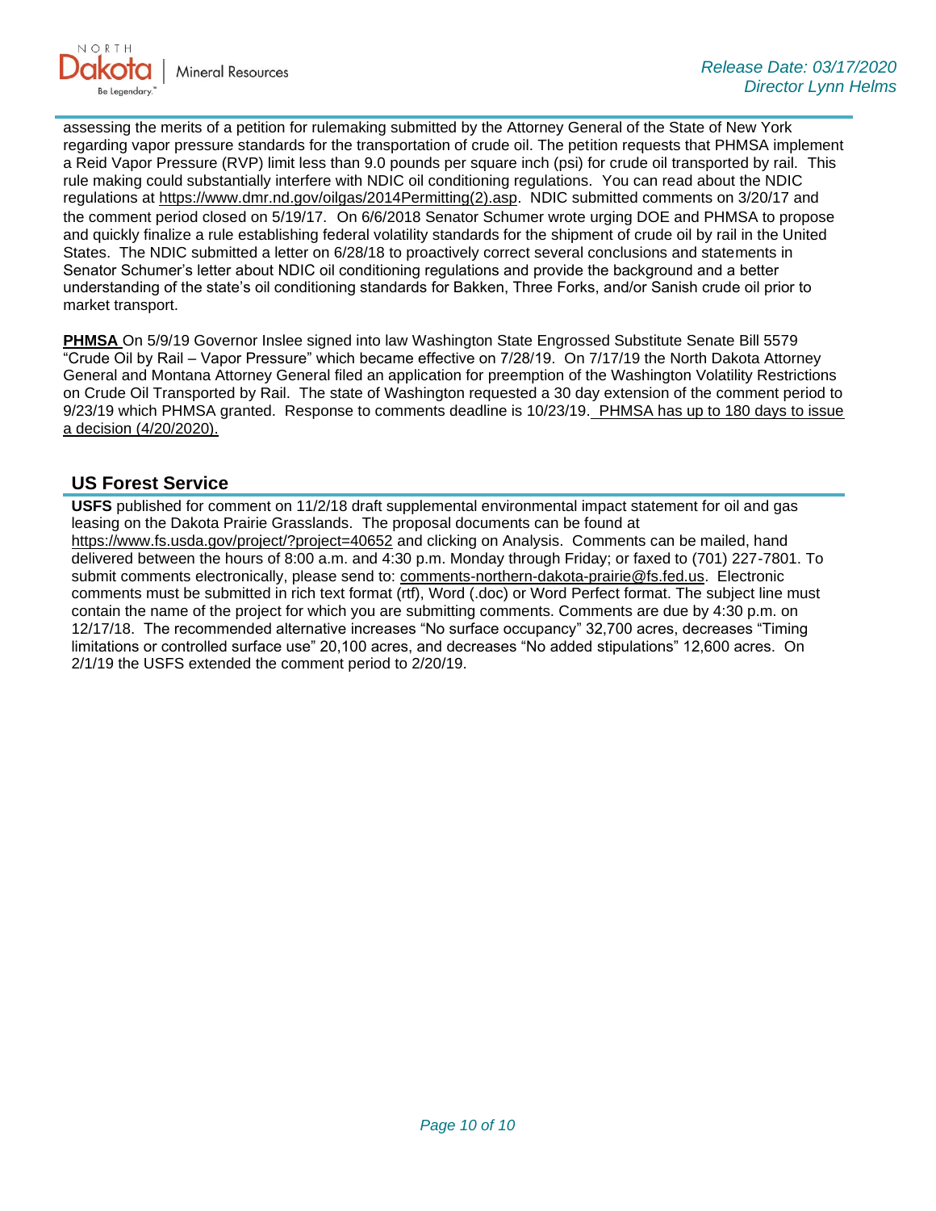assessing the merits of a petition for rulemaking submitted by the Attorney General of the State of New York regarding vapor pressure standards for the transportation of crude oil. The petition requests that PHMSA implement a Reid Vapor Pressure (RVP) limit less than 9.0 pounds per square inch (psi) for crude oil transported by rail. This rule making could substantially interfere with NDIC oil conditioning regulations. You can read about the NDIC regulations at https://www.dmr.nd.gov/oilgas/2014Permitting(2).asp. NDIC submitted comments on 3/20/17 and the comment period closed on 5/19/17. On 6/6/2018 Senator Schumer wrote urging DOE and PHMSA to propose and quickly finalize a rule establishing federal volatility standards for the shipment of crude oil by rail in the United States. The NDIC submitted a letter on 6/28/18 to proactively correct several conclusions and statements in Senator Schumer's letter about NDIC oil conditioning regulations and provide the background and a better understanding of the state's oil conditioning standards for Bakken, Three Forks, and/or Sanish crude oil prior to market transport.

**PHMSA** On 5/9/19 Governor Inslee signed into law Washington State Engrossed Substitute Senate Bill 5579 "Crude Oil by Rail – Vapor Pressure" which became effective on 7/28/19. On 7/17/19 the North Dakota Attorney General and Montana Attorney General filed an application for preemption of the Washington Volatility Restrictions on Crude Oil Transported by Rail. The state of Washington requested a 30 day extension of the comment period to 9/23/19 which PHMSA granted. Response to comments deadline is 10/23/19. PHMSA has up to 180 days to issue a decision (4/20/2020).

## US Forest Service

**USFS** published for comment on 11/2/18 draft supplemental environmental impact statement for oil and gas leasing on the Dakota Prairie Grasslands. The proposal documents can be found at https://www.fs.usda.gov/project/?project=40652 and clicking on Analysis. Comments can be mailed, hand delivered between the hours of 8:00 a.m. and 4:30 p.m. Monday through Friday; or faxed to (701) 227-7801. To submit comments electronically, please send to: comments-northern-dakota-prairie@fs.fed.us. Electronic comments must be submitted in rich text format (rtf), Word (.doc) or Word Perfect format. The subject line must contain the name of the project for which you are submitting comments. Comments are due by 4:30 p.m. on 12/17/18. The recommended alternative increases "No surface occupancy" 32,700 acres, decreases "Timing limitations or controlled surface use" 20,100 acres, and decreases "No added stipulations" 12,600 acres. On 2/1/19 the USFS extended the comment period to 2/20/19.